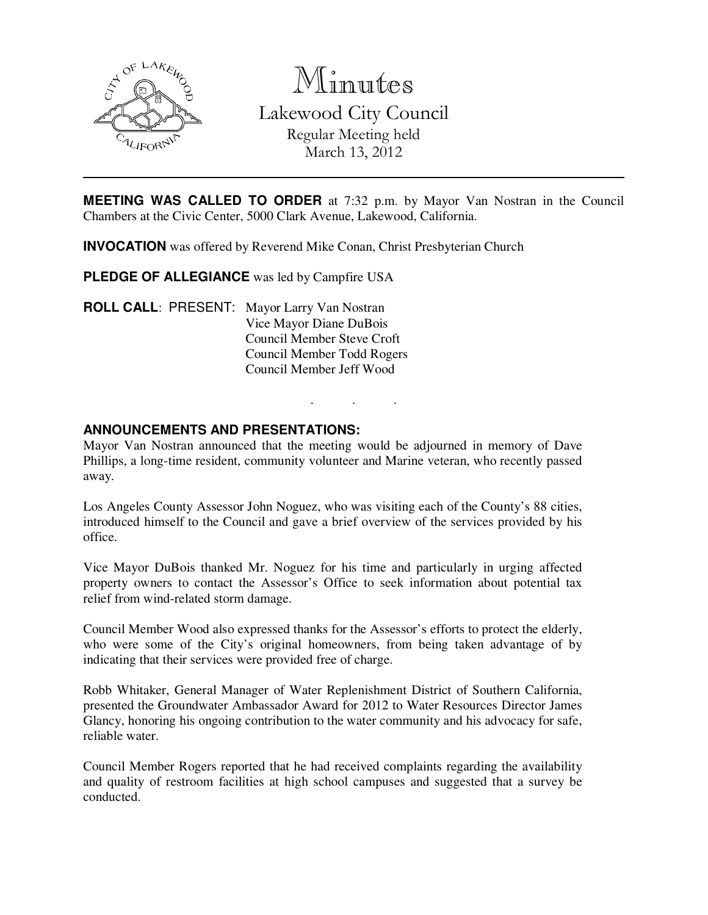# Minutes

## Lakewood City Council

Regular Meeting held
March 13, 2012

---

**MEETING WAS CALLED TO ORDER** at 7:32 p.m. by Mayor Van Nostran in the Council Chambers at the Civic Center, 5000 Clark Avenue, Lakewood, California.

**INVOCATION** was offered by Reverend Mike Conan, Christ Presbyterian Church

**PLEDGE OF ALLEGIANCE** was led by Campfire USA

**ROLL CALL**: PRESENT: Mayor Larry Van Nostran
Vice Mayor Diane DuBois
Council Member Steve Croft
Council Member Todd Rogers
Council Member Jeff Wood

. . .

**ANNOUNCEMENTS AND PRESENTATIONS:**

Mayor Van Nostran announced that the meeting would be adjourned in memory of Dave Phillips, a long-time resident, community volunteer and Marine veteran, who recently passed away.

Los Angeles County Assessor John Noguez, who was visiting each of the County's 88 cities, introduced himself to the Council and gave a brief overview of the services provided by his office.

Vice Mayor DuBois thanked Mr. Noguez for his time and particularly in urging affected property owners to contact the Assessor's Office to seek information about potential tax relief from wind-related storm damage.

Council Member Wood also expressed thanks for the Assessor's efforts to protect the elderly, who were some of the City's original homeowners, from being taken advantage of by indicating that their services were provided free of charge.

Robb Whitaker, General Manager of Water Replenishment District of Southern California, presented the Groundwater Ambassador Award for 2012 to Water Resources Director James Glancy, honoring his ongoing contribution to the water community and his advocacy for safe, reliable water.

Council Member Rogers reported that he had received complaints regarding the availability and quality of restroom facilities at high school campuses and suggested that a survey be conducted.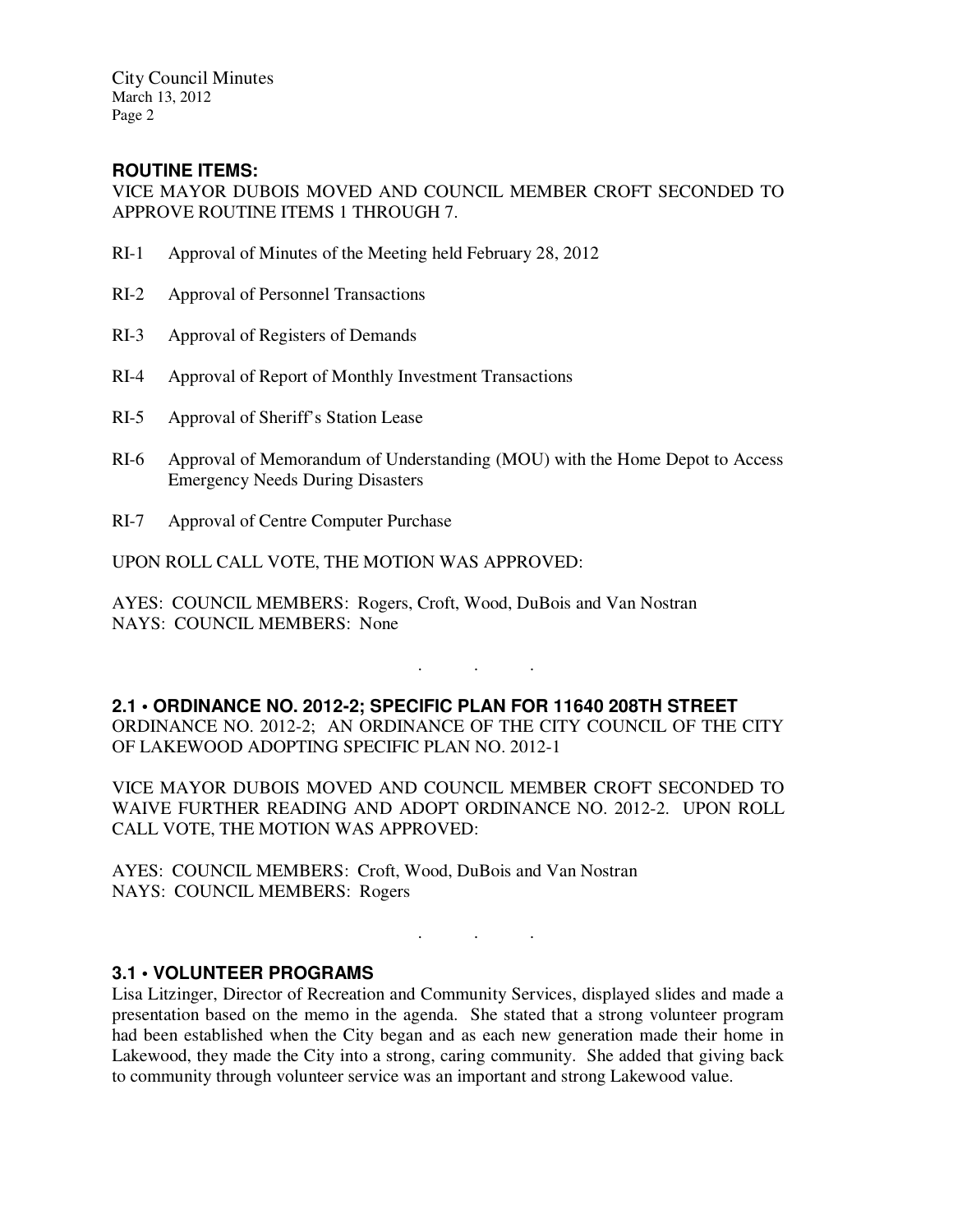## ROUTINE ITEMS:

VICE MAYOR DUBOIS MOVED AND COUNCIL MEMBER CROFT SECONDED TO APPROVE ROUTINE ITEMS 1 THROUGH 7.

RI-1 Approval of Minutes of the Meeting held February 28, 2012

RI-2 Approval of Personnel Transactions

RI-3 Approval of Registers of Demands

RI-4 Approval of Report of Monthly Investment Transactions

RI-5 Approval of Sheriff's Station Lease

RI-6 Approval of Memorandum of Understanding (MOU) with the Home Depot to Access Emergency Needs During Disasters

RI-7 Approval of Centre Computer Purchase

UPON ROLL CALL VOTE, THE MOTION WAS APPROVED:

AYES: COUNCIL MEMBERS: Rogers, Croft, Wood, DuBois and Van Nostran
NAYS: COUNCIL MEMBERS: None

. . .

## 2.1 • ORDINANCE NO. 2012-2; SPECIFIC PLAN FOR 11640 208TH STREET

ORDINANCE NO. 2012-2; AN ORDINANCE OF THE CITY COUNCIL OF THE CITY OF LAKEWOOD ADOPTING SPECIFIC PLAN NO. 2012-1

VICE MAYOR DUBOIS MOVED AND COUNCIL MEMBER CROFT SECONDED TO WAIVE FURTHER READING AND ADOPT ORDINANCE NO. 2012-2. UPON ROLL CALL VOTE, THE MOTION WAS APPROVED:

AYES: COUNCIL MEMBERS: Croft, Wood, DuBois and Van Nostran
NAYS: COUNCIL MEMBERS: Rogers

. . .

## 3.1 • VOLUNTEER PROGRAMS

Lisa Litzinger, Director of Recreation and Community Services, displayed slides and made a presentation based on the memo in the agenda. She stated that a strong volunteer program had been established when the City began and as each new generation made their home in Lakewood, they made the City into a strong, caring community. She added that giving back to community through volunteer service was an important and strong Lakewood value.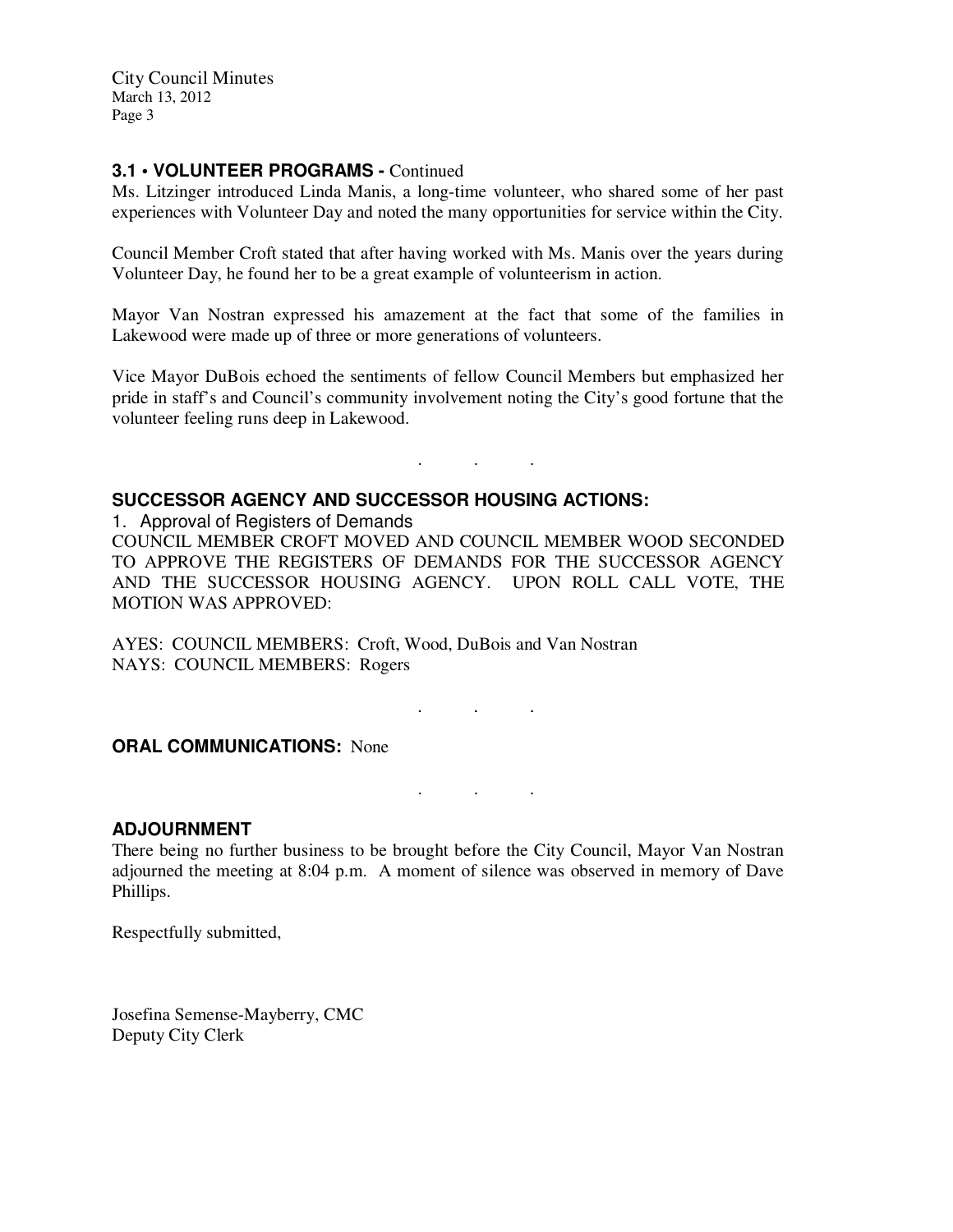### 3.1 • VOLUNTEER PROGRAMS - Continued

Ms. Litzinger introduced Linda Manis, a long-time volunteer, who shared some of her past experiences with Volunteer Day and noted the many opportunities for service within the City.

Council Member Croft stated that after having worked with Ms. Manis over the years during Volunteer Day, he found her to be a great example of volunteerism in action.

Mayor Van Nostran expressed his amazement at the fact that some of the families in Lakewood were made up of three or more generations of volunteers.

Vice Mayor DuBois echoed the sentiments of fellow Council Members but emphasized her pride in staff's and Council's community involvement noting the City's good fortune that the volunteer feeling runs deep in Lakewood.

. . .

### SUCCESSOR AGENCY AND SUCCESSOR HOUSING ACTIONS:

1. Approval of Registers of Demands

COUNCIL MEMBER CROFT MOVED AND COUNCIL MEMBER WOOD SECONDED TO APPROVE THE REGISTERS OF DEMANDS FOR THE SUCCESSOR AGENCY AND THE SUCCESSOR HOUSING AGENCY. UPON ROLL CALL VOTE, THE MOTION WAS APPROVED:

AYES: COUNCIL MEMBERS: Croft, Wood, DuBois and Van Nostran
NAYS: COUNCIL MEMBERS: Rogers

. . .

### ORAL COMMUNICATIONS: None

. . .

### ADJOURNMENT

There being no further business to be brought before the City Council, Mayor Van Nostran adjourned the meeting at 8:04 p.m. A moment of silence was observed in memory of Dave Phillips.

Respectfully submitted,

Josefina Semense-Mayberry, CMC
Deputy City Clerk